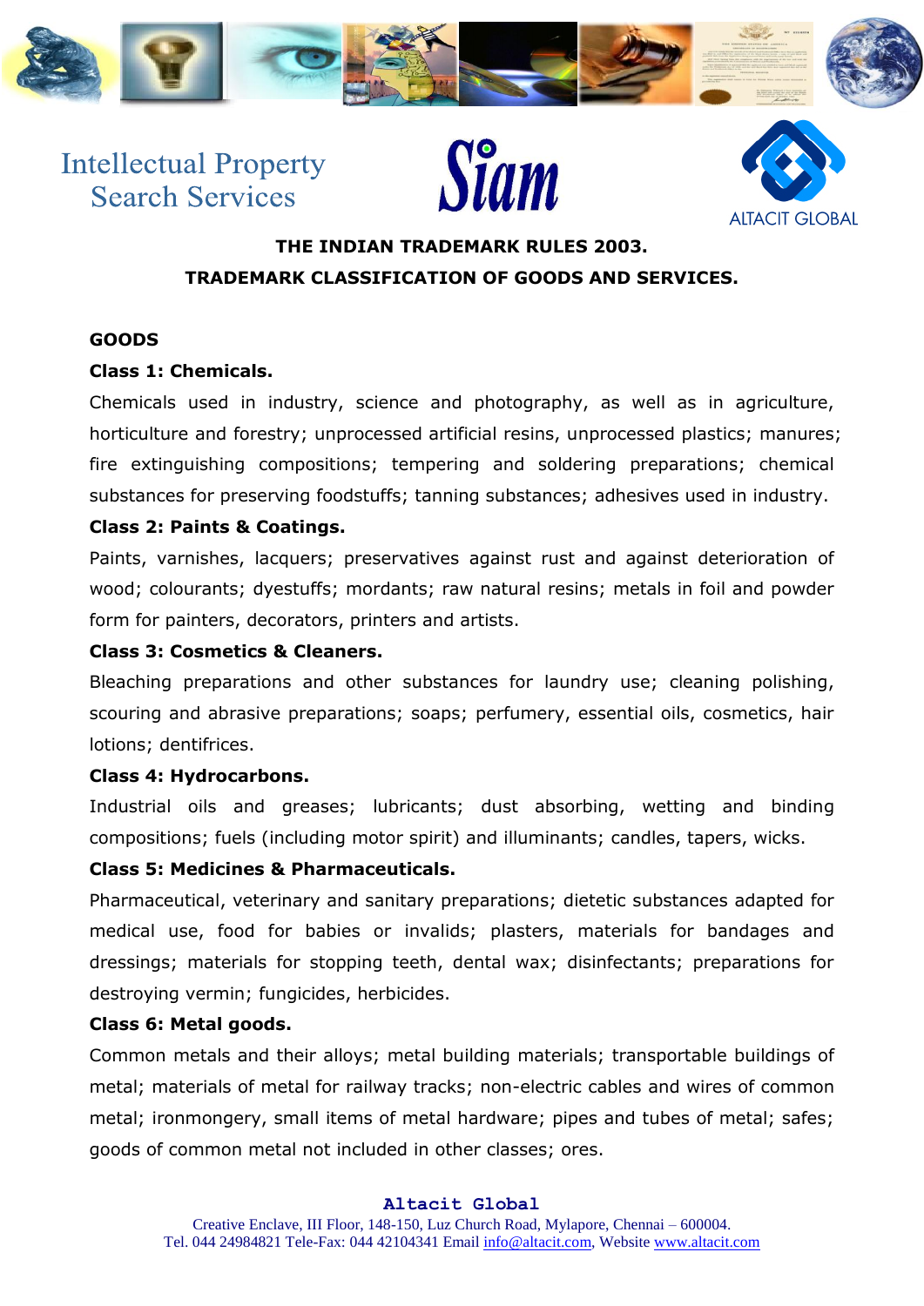Intellectual Property Search Services

Siam

ALTACIT GLOBAL

# THE INDIAN TRADEMARK RULES 2003.

## TRADEMARK CLASSIFICATION OF GOODS AND SERVICES.

### GOODS

**Class 1: Chemicals.**

Chemicals used in industry, science and photography, as well as in agriculture, horticulture and forestry; unprocessed artificial resins, unprocessed plastics; manures; fire extinguishing compositions; tempering and soldering preparations; chemical substances for preserving foodstuffs; tanning substances; adhesives used in industry.

**Class 2: Paints & Coatings.**

Paints, varnishes, lacquers; preservatives against rust and against deterioration of wood; colourants; dyestuffs; mordants; raw natural resins; metals in foil and powder form for painters, decorators, printers and artists.

**Class 3: Cosmetics & Cleaners.**

Bleaching preparations and other substances for laundry use; cleaning polishing, scouring and abrasive preparations; soaps; perfumery, essential oils, cosmetics, hair lotions; dentifrices.

**Class 4: Hydrocarbons.**

Industrial oils and greases; lubricants; dust absorbing, wetting and binding compositions; fuels (including motor spirit) and illuminants; candles, tapers, wicks.

**Class 5: Medicines & Pharmaceuticals.**

Pharmaceutical, veterinary and sanitary preparations; dietetic substances adapted for medical use, food for babies or invalids; plasters, materials for bandages and dressings; materials for stopping teeth, dental wax; disinfectants; preparations for destroying vermin; fungicides, herbicides.

**Class 6: Metal goods.**

Common metals and their alloys; metal building materials; transportable buildings of metal; materials of metal for railway tracks; non-electric cables and wires of common metal; ironmongery, small items of metal hardware; pipes and tubes of metal; safes; goods of common metal not included in other classes; ores.

**Altacit Global**

Creative Enclave, III Floor, 148-150, Luz Church Road, Mylapore, Chennai – 600004.
Tel. 044 24984821 Tele-Fax: 044 42104341 Email info@altacit.com, Website www.altacit.com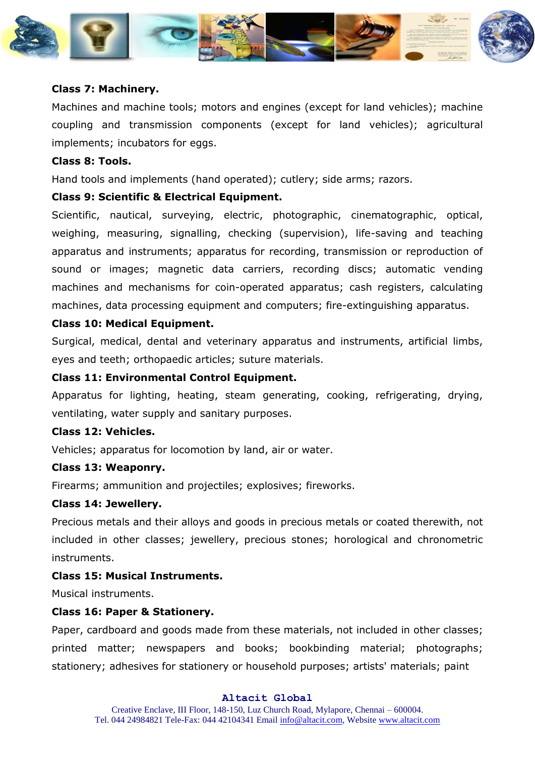**Class 7: Machinery.**

Machines and machine tools; motors and engines (except for land vehicles); machine coupling and transmission components (except for land vehicles); agricultural implements; incubators for eggs.

**Class 8: Tools.**

Hand tools and implements (hand operated); cutlery; side arms; razors.

**Class 9: Scientific & Electrical Equipment.**

Scientific, nautical, surveying, electric, photographic, cinematographic, optical, weighing, measuring, signalling, checking (supervision), life-saving and teaching apparatus and instruments; apparatus for recording, transmission or reproduction of sound or images; magnetic data carriers, recording discs; automatic vending machines and mechanisms for coin-operated apparatus; cash registers, calculating machines, data processing equipment and computers; fire-extinguishing apparatus.

**Class 10: Medical Equipment.**

Surgical, medical, dental and veterinary apparatus and instruments, artificial limbs, eyes and teeth; orthopaedic articles; suture materials.

**Class 11: Environmental Control Equipment.**

Apparatus for lighting, heating, steam generating, cooking, refrigerating, drying, ventilating, water supply and sanitary purposes.

**Class 12: Vehicles.**

Vehicles; apparatus for locomotion by land, air or water.

**Class 13: Weaponry.**

Firearms; ammunition and projectiles; explosives; fireworks.

**Class 14: Jewellery.**

Precious metals and their alloys and goods in precious metals or coated therewith, not included in other classes; jewellery, precious stones; horological and chronometric instruments.

**Class 15: Musical Instruments.**

Musical instruments.

**Class 16: Paper & Stationery.**

Paper, cardboard and goods made from these materials, not included in other classes; printed matter; newspapers and books; bookbinding material; photographs; stationery; adhesives for stationery or household purposes; artists' materials; paint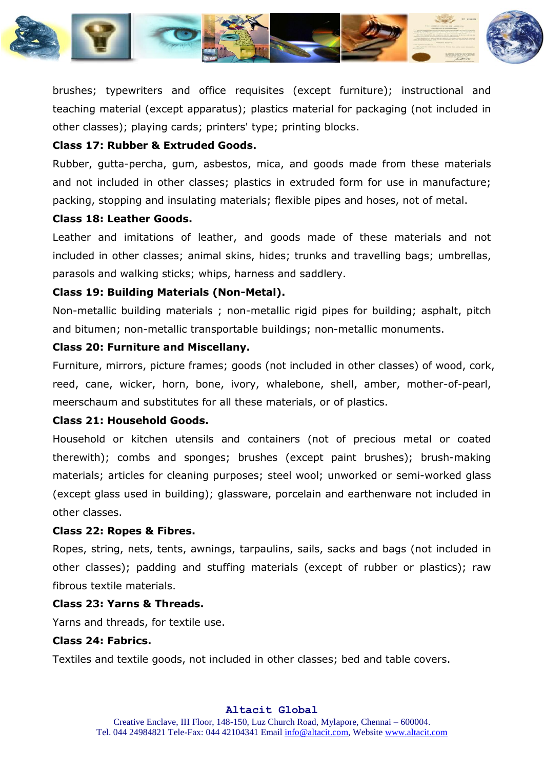brushes; typewriters and office requisites (except furniture); instructional and teaching material (except apparatus); plastics material for packaging (not included in other classes); playing cards; printers' type; printing blocks.

**Class 17: Rubber & Extruded Goods.**

Rubber, gutta-percha, gum, asbestos, mica, and goods made from these materials and not included in other classes; plastics in extruded form for use in manufacture; packing, stopping and insulating materials; flexible pipes and hoses, not of metal.

**Class 18: Leather Goods.**

Leather and imitations of leather, and goods made of these materials and not included in other classes; animal skins, hides; trunks and travelling bags; umbrellas, parasols and walking sticks; whips, harness and saddlery.

**Class 19: Building Materials (Non-Metal).**

Non-metallic building materials ; non-metallic rigid pipes for building; asphalt, pitch and bitumen; non-metallic transportable buildings; non-metallic monuments.

**Class 20: Furniture and Miscellany.**

Furniture, mirrors, picture frames; goods (not included in other classes) of wood, cork, reed, cane, wicker, horn, bone, ivory, whalebone, shell, amber, mother-of-pearl, meerschaum and substitutes for all these materials, or of plastics.

**Class 21: Household Goods.**

Household or kitchen utensils and containers (not of precious metal or coated therewith); combs and sponges; brushes (except paint brushes); brush-making materials; articles for cleaning purposes; steel wool; unworked or semi-worked glass (except glass used in building); glassware, porcelain and earthenware not included in other classes.

**Class 22: Ropes & Fibres.**

Ropes, string, nets, tents, awnings, tarpaulins, sails, sacks and bags (not included in other classes); padding and stuffing materials (except of rubber or plastics); raw fibrous textile materials.

**Class 23: Yarns & Threads.**

Yarns and threads, for textile use.

**Class 24: Fabrics.**

Textiles and textile goods, not included in other classes; bed and table covers.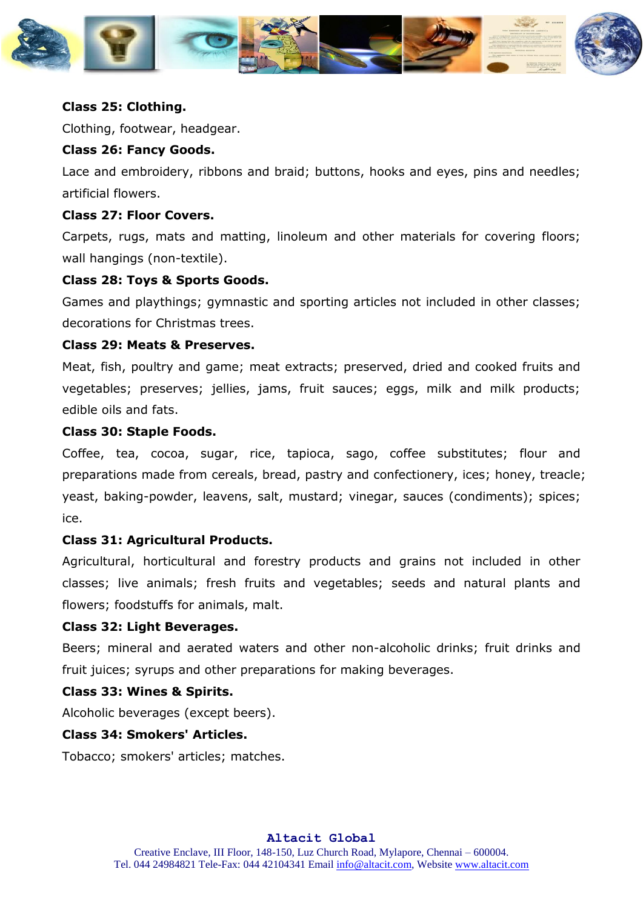**Class 25: Clothing.**

Clothing, footwear, headgear.

**Class 26: Fancy Goods.**

Lace and embroidery, ribbons and braid; buttons, hooks and eyes, pins and needles; artificial flowers.

**Class 27: Floor Covers.**

Carpets, rugs, mats and matting, linoleum and other materials for covering floors; wall hangings (non-textile).

**Class 28: Toys & Sports Goods.**

Games and playthings; gymnastic and sporting articles not included in other classes; decorations for Christmas trees.

**Class 29: Meats & Preserves.**

Meat, fish, poultry and game; meat extracts; preserved, dried and cooked fruits and vegetables; preserves; jellies, jams, fruit sauces; eggs, milk and milk products; edible oils and fats.

**Class 30: Staple Foods.**

Coffee, tea, cocoa, sugar, rice, tapioca, sago, coffee substitutes; flour and preparations made from cereals, bread, pastry and confectionery, ices; honey, treacle; yeast, baking-powder, leavens, salt, mustard; vinegar, sauces (condiments); spices; ice.

**Class 31: Agricultural Products.**

Agricultural, horticultural and forestry products and grains not included in other classes; live animals; fresh fruits and vegetables; seeds and natural plants and flowers; foodstuffs for animals, malt.

**Class 32: Light Beverages.**

Beers; mineral and aerated waters and other non-alcoholic drinks; fruit drinks and fruit juices; syrups and other preparations for making beverages.

**Class 33: Wines & Spirits.**

Alcoholic beverages (except beers).

**Class 34: Smokers' Articles.**

Tobacco; smokers' articles; matches.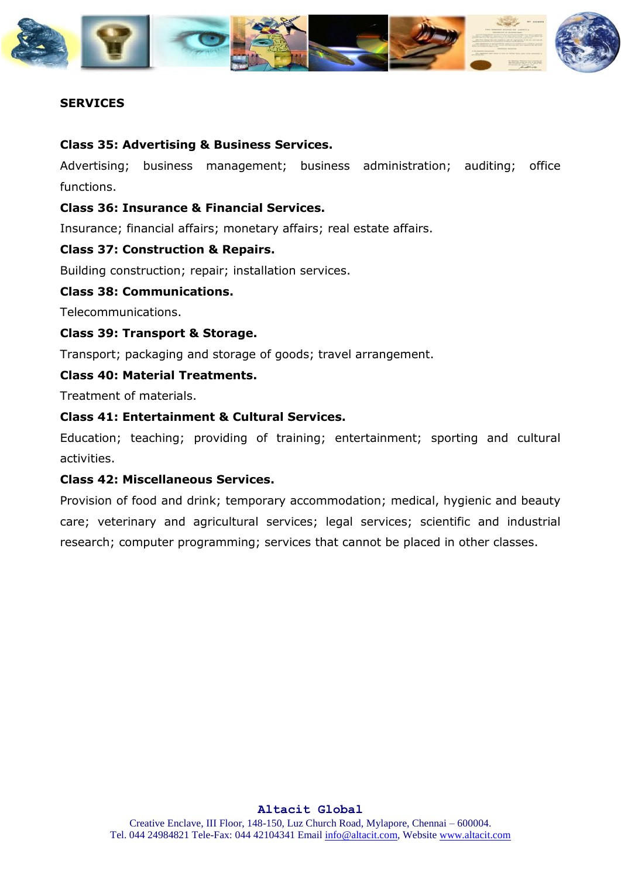## SERVICES

**Class 35: Advertising & Business Services.**

Advertising; business management; business administration; auditing; office functions.

**Class 36: Insurance & Financial Services.**

Insurance; financial affairs; monetary affairs; real estate affairs.

**Class 37: Construction & Repairs.**

Building construction; repair; installation services.

**Class 38: Communications.**

Telecommunications.

**Class 39: Transport & Storage.**

Transport; packaging and storage of goods; travel arrangement.

**Class 40: Material Treatments.**

Treatment of materials.

**Class 41: Entertainment & Cultural Services.**

Education; teaching; providing of training; entertainment; sporting and cultural activities.

**Class 42: Miscellaneous Services.**

Provision of food and drink; temporary accommodation; medical, hygienic and beauty care; veterinary and agricultural services; legal services; scientific and industrial research; computer programming; services that cannot be placed in other classes.